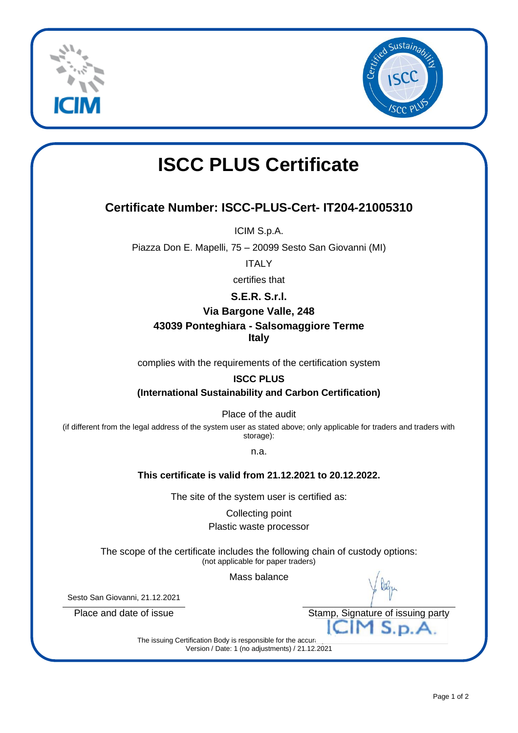# ISCC PLUS Certificate

## Certificate Number: ISCC-PLUS-Cert- IT204-21005310

ICIM S.p.A.

Piazza Don E. Mapelli, 75 – 20099 Sesto San Giovanni (MI)

ITALY

certifies that

**S.E.R. S.r.l.**
**Via Bargone Valle, 248**
**43039 Ponteghiara - Salsomaggiore Terme**
**Italy**

complies with the requirements of the certification system

**ISCC PLUS**
**(International Sustainability and Carbon Certification)**

Place of the audit
(if different from the legal address of the system user as stated above; only applicable for traders and traders with storage):

n.a.

**This certificate is valid from 21.12.2021 to 20.12.2022.**

The site of the system user is certified as:

Collecting point
Plastic waste processor

The scope of the certificate includes the following chain of custody options:
(not applicable for paper traders)

Mass balance

Sesto San Giovanni, 21.12.2021

Place and date of issue

Stamp, Signature of issuing party

ICIM S.p.A.

The issuing Certification Body is responsible for the accur…
Version / Date: 1 (no adjustments) / 21.12.2021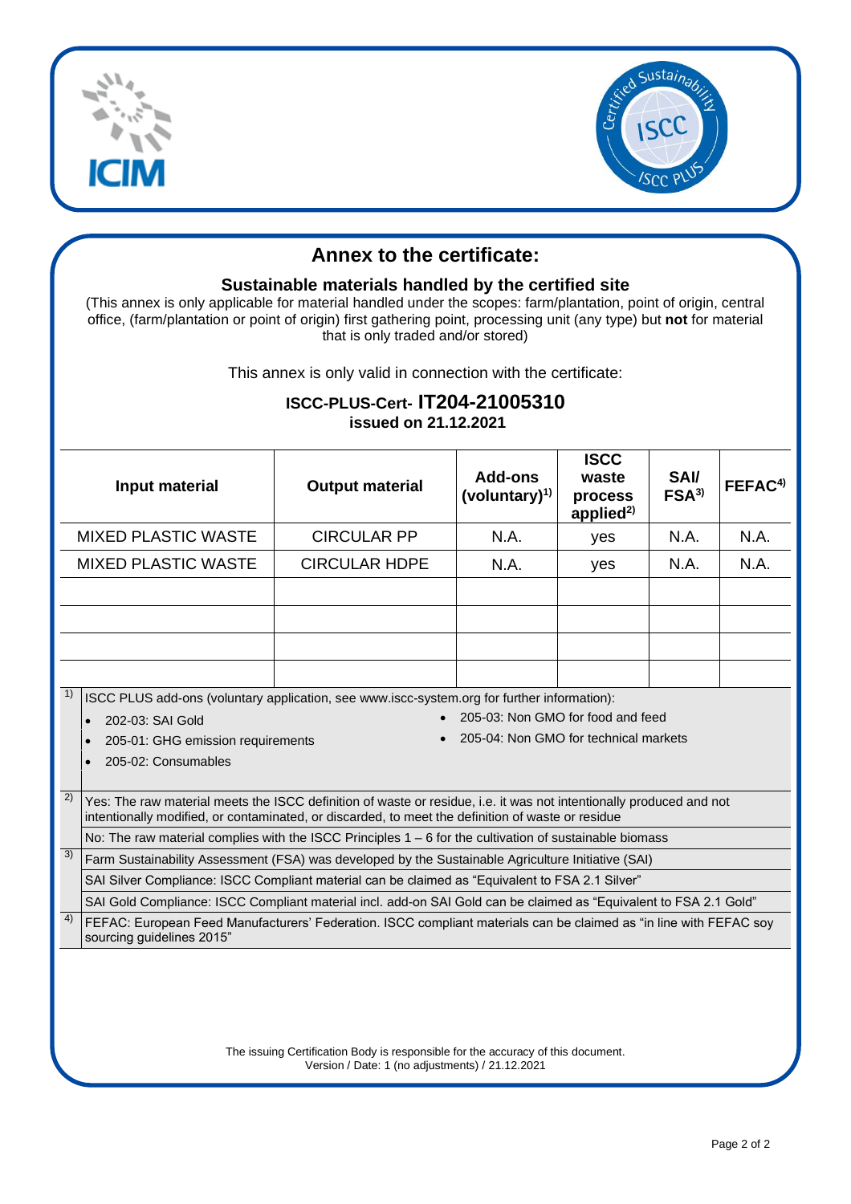# Annex to the certificate:

## Sustainable materials handled by the certified site

(This annex is only applicable for material handled under the scopes: farm/plantation, point of origin, central office, (farm/plantation or point of origin) first gathering point, processing unit (any type) but **not** for material that is only traded and/or stored)

This annex is only valid in connection with the certificate:

**ISCC-PLUS-Cert- IT204-21005310**
**issued on 21.12.2021**

| Input material | Output material | Add-ons (voluntary)[1] | ISCC waste process applied[2] | SAI/ FSA[3] | FEFAC[4] |
|---|---|---|---|---|---|
| MIXED PLASTIC WASTE | CIRCULAR PP | N.A. | yes | N.A. | N.A. |
| MIXED PLASTIC WASTE | CIRCULAR HDPE | N.A. | yes | N.A. | N.A. |
| | | | | | |
| | | | | | |
| | | | | | |
| | | | | | |

[1] ISCC PLUS add-ons (voluntary application, see www.iscc-system.org for further information):

- 202-03: SAI Gold
- 205-01: GHG emission requirements
- 205-02: Consumables
- 205-03: Non GMO for food and feed
- 205-04: Non GMO for technical markets

[2] Yes: The raw material meets the ISCC definition of waste or residue, i.e. it was not intentionally produced and not intentionally modified, or contaminated, or discarded, to meet the definition of waste or residue

No: The raw material complies with the ISCC Principles 1 – 6 for the cultivation of sustainable biomass

[3] Farm Sustainability Assessment (FSA) was developed by the Sustainable Agriculture Initiative (SAI)

SAI Silver Compliance: ISCC Compliant material can be claimed as "Equivalent to FSA 2.1 Silver"

SAI Gold Compliance: ISCC Compliant material incl. add-on SAI Gold can be claimed as "Equivalent to FSA 2.1 Gold"

[4] FEFAC: European Feed Manufacturers' Federation. ISCC compliant materials can be claimed as "in line with FEFAC soy sourcing guidelines 2015"

The issuing Certification Body is responsible for the accuracy of this document.
Version / Date: 1 (no adjustments) / 21.12.2021